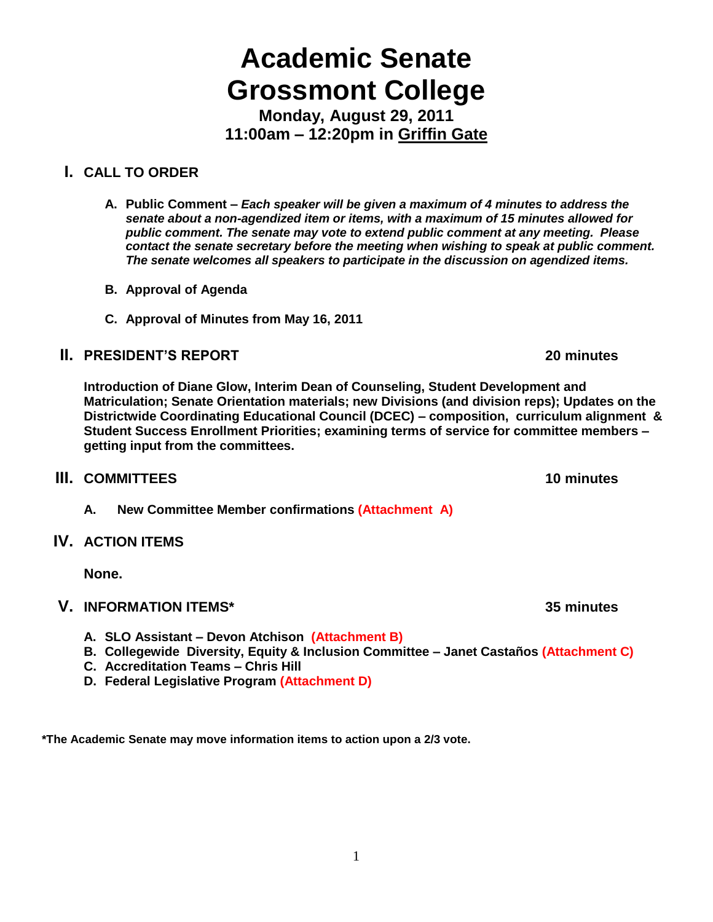# Academic Senate
# Grossmont College

**Monday, August 29, 2011**
**11:00am – 12:20pm in Griffin Gate**

## I. CALL TO ORDER

A. **Public Comment –** ***Each speaker will be given a maximum of 4 minutes to address the senate about a non-agendized item or items, with a maximum of 15 minutes allowed for public comment. The senate may vote to extend public comment at any meeting. Please contact the senate secretary before the meeting when wishing to speak at public comment. The senate welcomes all speakers to participate in the discussion on agendized items.***

B. **Approval of Agenda**

C. **Approval of Minutes from May 16, 2011**

## II. PRESIDENT'S REPORT — 20 minutes

**Introduction of Diane Glow, Interim Dean of Counseling, Student Development and Matriculation; Senate Orientation materials; new Divisions (and division reps); Updates on the Districtwide Coordinating Educational Council (DCEC) – composition, curriculum alignment & Student Success Enrollment Priorities; examining terms of service for committee members – getting input from the committees.**

## III. COMMITTEES — 10 minutes

A. **New Committee Member confirmations (Attachment A)**

## IV. ACTION ITEMS

**None.**

## V. INFORMATION ITEMS* — 35 minutes

A. **SLO Assistant – Devon Atchison (Attachment B)**
B. **Collegewide Diversity, Equity & Inclusion Committee – Janet Castaños (Attachment C)**
C. **Accreditation Teams – Chris Hill**
D. **Federal Legislative Program (Attachment D)**

**\*The Academic Senate may move information items to action upon a 2/3 vote.**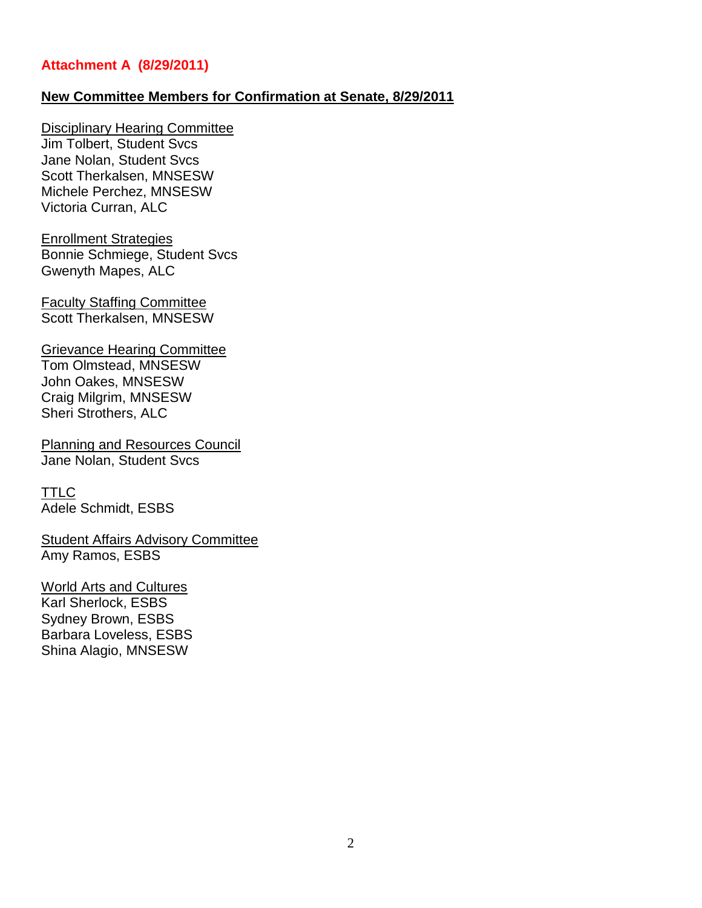**Attachment A (8/29/2011)**

## New Committee Members for Confirmation at Senate, 8/29/2011

Disciplinary Hearing Committee
Jim Tolbert, Student Svcs
Jane Nolan, Student Svcs
Scott Therkalsen, MNSESW
Michele Perchez, MNSESW
Victoria Curran, ALC

Enrollment Strategies
Bonnie Schmiege, Student Svcs
Gwenyth Mapes, ALC

Faculty Staffing Committee
Scott Therkalsen, MNSESW

Grievance Hearing Committee
Tom Olmstead, MNSESW
John Oakes, MNSESW
Craig Milgrim, MNSESW
Sheri Strothers, ALC

Planning and Resources Council
Jane Nolan, Student Svcs

TTLC
Adele Schmidt, ESBS

Student Affairs Advisory Committee
Amy Ramos, ESBS

World Arts and Cultures
Karl Sherlock, ESBS
Sydney Brown, ESBS
Barbara Loveless, ESBS
Shina Alagio, MNSESW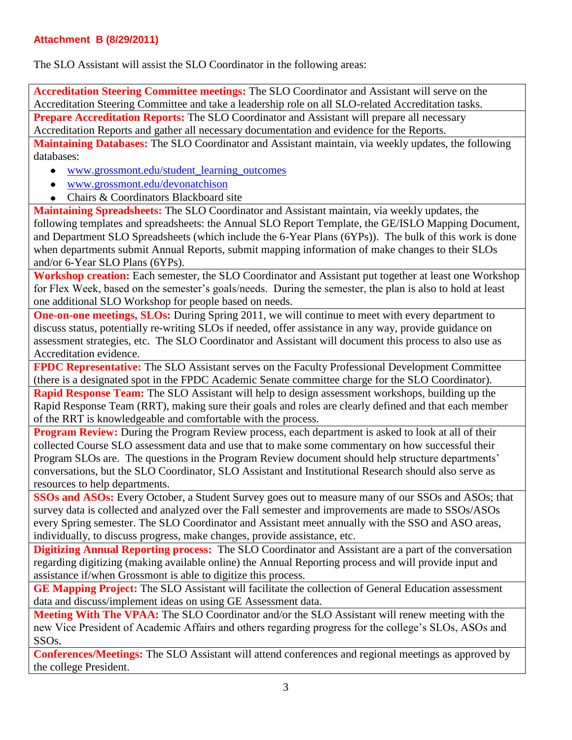**Attachment B (8/29/2011)**

The SLO Assistant will assist the SLO Coordinator in the following areas:

**Accreditation Steering Committee meetings:** The SLO Coordinator and Assistant will serve on the Accreditation Steering Committee and take a leadership role on all SLO-related Accreditation tasks.

**Prepare Accreditation Reports:** The SLO Coordinator and Assistant will prepare all necessary Accreditation Reports and gather all necessary documentation and evidence for the Reports.

**Maintaining Databases:** The SLO Coordinator and Assistant maintain, via weekly updates, the following databases:

- www.grossmont.edu/student_learning_outcomes
- www.grossmont.edu/devonatchison
- Chairs & Coordinators Blackboard site

**Maintaining Spreadsheets:** The SLO Coordinator and Assistant maintain, via weekly updates, the following templates and spreadsheets: the Annual SLO Report Template, the GE/ISLO Mapping Document, and Department SLO Spreadsheets (which include the 6-Year Plans (6YPs)). The bulk of this work is done when departments submit Annual Reports, submit mapping information of make changes to their SLOs and/or 6-Year SLO Plans (6YPs).

**Workshop creation:** Each semester, the SLO Coordinator and Assistant put together at least one Workshop for Flex Week, based on the semester's goals/needs. During the semester, the plan is also to hold at least one additional SLO Workshop for people based on needs.

**One-on-one meetings, SLOs:** During Spring 2011, we will continue to meet with every department to discuss status, potentially re-writing SLOs if needed, offer assistance in any way, provide guidance on assessment strategies, etc. The SLO Coordinator and Assistant will document this process to also use as Accreditation evidence.

**FPDC Representative:** The SLO Assistant serves on the Faculty Professional Development Committee (there is a designated spot in the FPDC Academic Senate committee charge for the SLO Coordinator).

**Rapid Response Team:** The SLO Assistant will help to design assessment workshops, building up the Rapid Response Team (RRT), making sure their goals and roles are clearly defined and that each member of the RRT is knowledgeable and comfortable with the process.

**Program Review:** During the Program Review process, each department is asked to look at all of their collected Course SLO assessment data and use that to make some commentary on how successful their Program SLOs are. The questions in the Program Review document should help structure departments' conversations, but the SLO Coordinator, SLO Assistant and Institutional Research should also serve as resources to help departments.

**SSOs and ASOs:** Every October, a Student Survey goes out to measure many of our SSOs and ASOs; that survey data is collected and analyzed over the Fall semester and improvements are made to SSOs/ASOs every Spring semester. The SLO Coordinator and Assistant meet annually with the SSO and ASO areas, individually, to discuss progress, make changes, provide assistance, etc.

**Digitizing Annual Reporting process:** The SLO Coordinator and Assistant are a part of the conversation regarding digitizing (making available online) the Annual Reporting process and will provide input and assistance if/when Grossmont is able to digitize this process.

**GE Mapping Project:** The SLO Assistant will facilitate the collection of General Education assessment data and discuss/implement ideas on using GE Assessment data.

**Meeting With The VPAA:** The SLO Coordinator and/or the SLO Assistant will renew meeting with the new Vice President of Academic Affairs and others regarding progress for the college's SLOs, ASOs and SSOs.

**Conferences/Meetings:** The SLO Assistant will attend conferences and regional meetings as approved by the college President.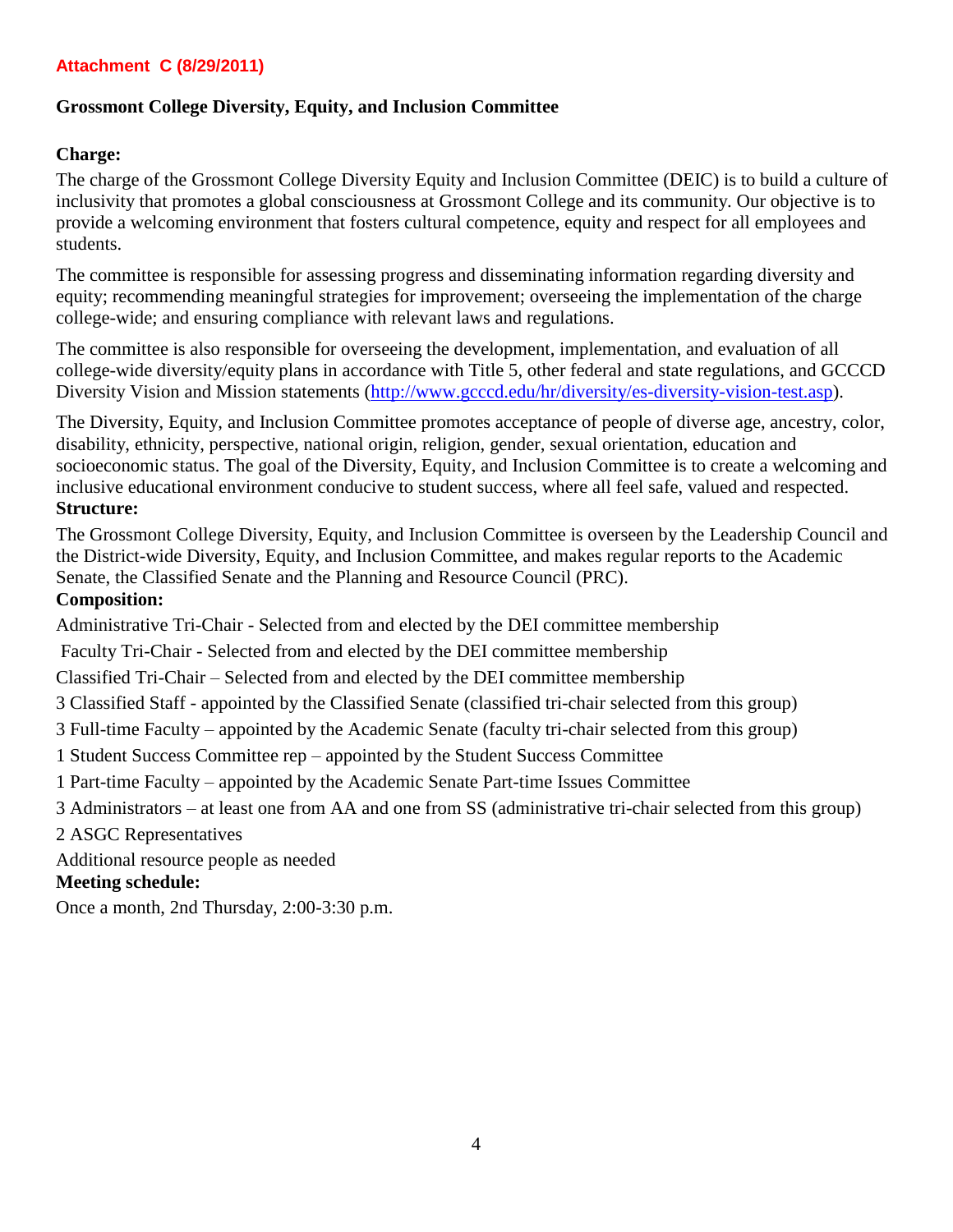**Attachment C (8/29/2011)**

## Grossmont College Diversity, Equity, and Inclusion Committee

**Charge:**

The charge of the Grossmont College Diversity Equity and Inclusion Committee (DEIC) is to build a culture of inclusivity that promotes a global consciousness at Grossmont College and its community. Our objective is to provide a welcoming environment that fosters cultural competence, equity and respect for all employees and students.

The committee is responsible for assessing progress and disseminating information regarding diversity and equity; recommending meaningful strategies for improvement; overseeing the implementation of the charge college-wide; and ensuring compliance with relevant laws and regulations.

The committee is also responsible for overseeing the development, implementation, and evaluation of all college-wide diversity/equity plans in accordance with Title 5, other federal and state regulations, and GCCCD Diversity Vision and Mission statements (http://www.gcccd.edu/hr/diversity/es-diversity-vision-test.asp).

The Diversity, Equity, and Inclusion Committee promotes acceptance of people of diverse age, ancestry, color, disability, ethnicity, perspective, national origin, religion, gender, sexual orientation, education and socioeconomic status. The goal of the Diversity, Equity, and Inclusion Committee is to create a welcoming and inclusive educational environment conducive to student success, where all feel safe, valued and respected.

**Structure:**

The Grossmont College Diversity, Equity, and Inclusion Committee is overseen by the Leadership Council and the District-wide Diversity, Equity, and Inclusion Committee, and makes regular reports to the Academic Senate, the Classified Senate and the Planning and Resource Council (PRC).

**Composition:**

Administrative Tri-Chair - Selected from and elected by the DEI committee membership

Faculty Tri-Chair - Selected from and elected by the DEI committee membership

Classified Tri-Chair – Selected from and elected by the DEI committee membership

3 Classified Staff - appointed by the Classified Senate (classified tri-chair selected from this group)

3 Full-time Faculty – appointed by the Academic Senate (faculty tri-chair selected from this group)

1 Student Success Committee rep – appointed by the Student Success Committee

1 Part-time Faculty – appointed by the Academic Senate Part-time Issues Committee

3 Administrators – at least one from AA and one from SS (administrative tri-chair selected from this group)

2 ASGC Representatives

Additional resource people as needed

**Meeting schedule:**

Once a month, 2nd Thursday, 2:00-3:30 p.m.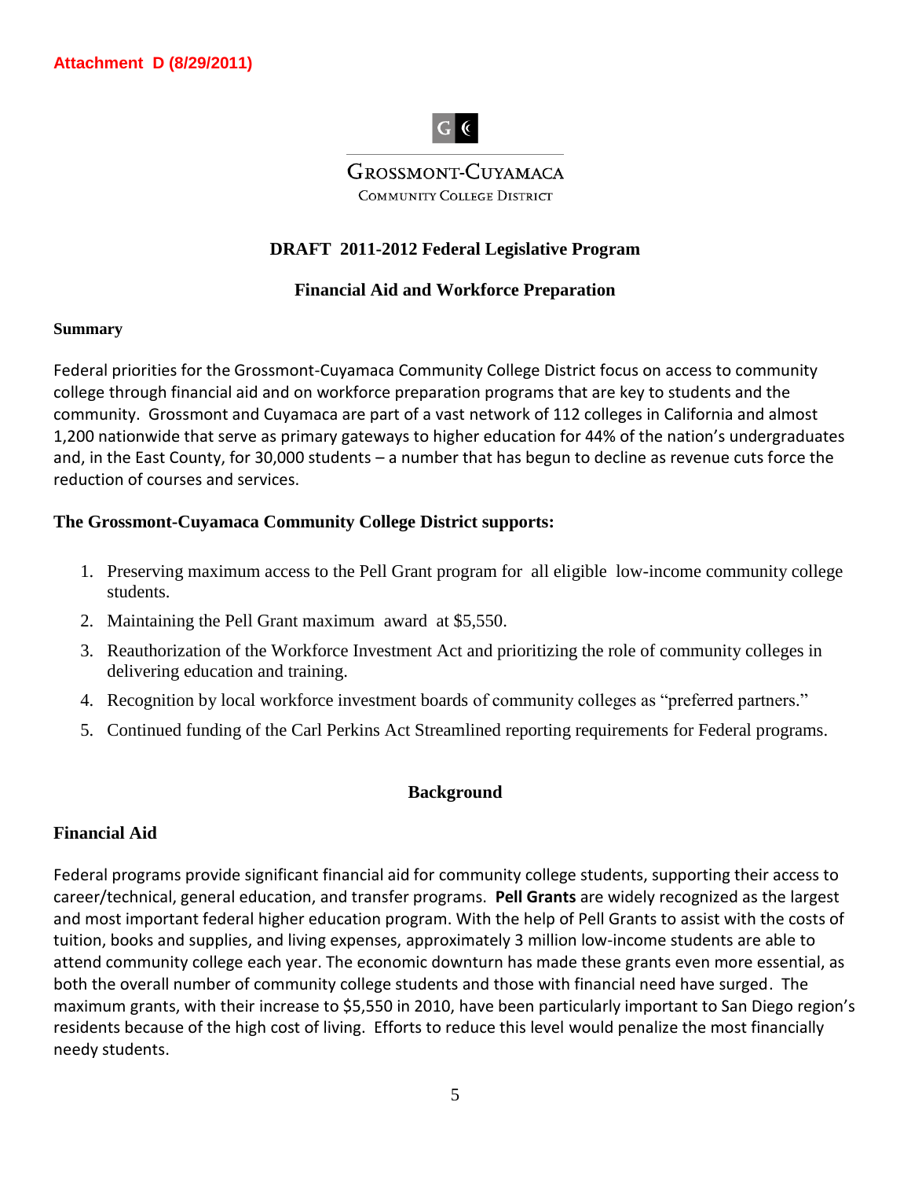**Attachment D (8/29/2011)**

GROSSMONT-CUYAMACA
COMMUNITY COLLEGE DISTRICT

# DRAFT 2011-2012 Federal Legislative Program

## Financial Aid and Workforce Preparation

**Summary**

Federal priorities for the Grossmont-Cuyamaca Community College District focus on access to community college through financial aid and on workforce preparation programs that are key to students and the community. Grossmont and Cuyamaca are part of a vast network of 112 colleges in California and almost 1,200 nationwide that serve as primary gateways to higher education for 44% of the nation's undergraduates and, in the East County, for 30,000 students – a number that has begun to decline as revenue cuts force the reduction of courses and services.

**The Grossmont-Cuyamaca Community College District supports:**

1. Preserving maximum access to the Pell Grant program for all eligible low-income community college students.
2. Maintaining the Pell Grant maximum award at $5,550.
3. Reauthorization of the Workforce Investment Act and prioritizing the role of community colleges in delivering education and training.
4. Recognition by local workforce investment boards of community colleges as "preferred partners."
5. Continued funding of the Carl Perkins Act Streamlined reporting requirements for Federal programs.

## Background

### Financial Aid

Federal programs provide significant financial aid for community college students, supporting their access to career/technical, general education, and transfer programs. **Pell Grants** are widely recognized as the largest and most important federal higher education program. With the help of Pell Grants to assist with the costs of tuition, books and supplies, and living expenses, approximately 3 million low-income students are able to attend community college each year. The economic downturn has made these grants even more essential, as both the overall number of community college students and those with financial need have surged. The maximum grants, with their increase to $5,550 in 2010, have been particularly important to San Diego region's residents because of the high cost of living. Efforts to reduce this level would penalize the most financially needy students.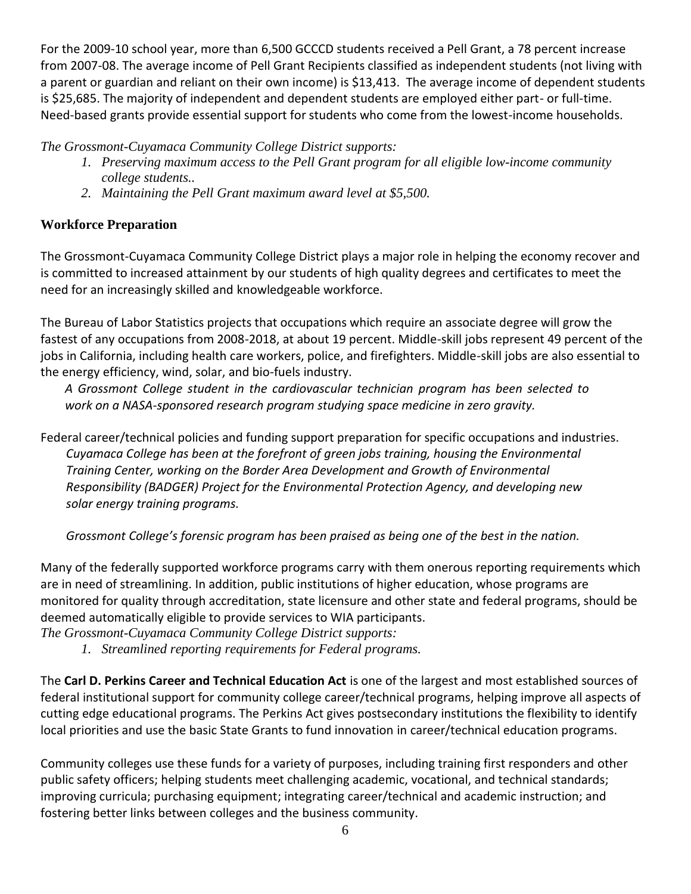For the 2009-10 school year, more than 6,500 GCCCD students received a Pell Grant, a 78 percent increase from 2007-08. The average income of Pell Grant Recipients classified as independent students (not living with a parent or guardian and reliant on their own income) is $13,413. The average income of dependent students is $25,685. The majority of independent and dependent students are employed either part- or full-time. Need-based grants provide essential support for students who come from the lowest-income households.

*The Grossmont-Cuyamaca Community College District supports:*

1. *Preserving maximum access to the Pell Grant program for all eligible low-income community college students..*
2. *Maintaining the Pell Grant maximum award level at $5,500.*

## Workforce Preparation

The Grossmont-Cuyamaca Community College District plays a major role in helping the economy recover and is committed to increased attainment by our students of high quality degrees and certificates to meet the need for an increasingly skilled and knowledgeable workforce.

The Bureau of Labor Statistics projects that occupations which require an associate degree will grow the fastest of any occupations from 2008-2018, at about 19 percent. Middle-skill jobs represent 49 percent of the jobs in California, including health care workers, police, and firefighters. Middle-skill jobs are also essential to the energy efficiency, wind, solar, and bio-fuels industry.

*A Grossmont College student in the cardiovascular technician program has been selected to work on a NASA-sponsored research program studying space medicine in zero gravity.*

Federal career/technical policies and funding support preparation for specific occupations and industries.

*Cuyamaca College has been at the forefront of green jobs training, housing the Environmental Training Center, working on the Border Area Development and Growth of Environmental Responsibility (BADGER) Project for the Environmental Protection Agency, and developing new solar energy training programs.*

*Grossmont College's forensic program has been praised as being one of the best in the nation.*

Many of the federally supported workforce programs carry with them onerous reporting requirements which are in need of streamlining. In addition, public institutions of higher education, whose programs are monitored for quality through accreditation, state licensure and other state and federal programs, should be deemed automatically eligible to provide services to WIA participants.

*The Grossmont-Cuyamaca Community College District supports:*

1. *Streamlined reporting requirements for Federal programs.*

The **Carl D. Perkins Career and Technical Education Act** is one of the largest and most established sources of federal institutional support for community college career/technical programs, helping improve all aspects of cutting edge educational programs. The Perkins Act gives postsecondary institutions the flexibility to identify local priorities and use the basic State Grants to fund innovation in career/technical education programs.

Community colleges use these funds for a variety of purposes, including training first responders and other public safety officers; helping students meet challenging academic, vocational, and technical standards; improving curricula; purchasing equipment; integrating career/technical and academic instruction; and fostering better links between colleges and the business community.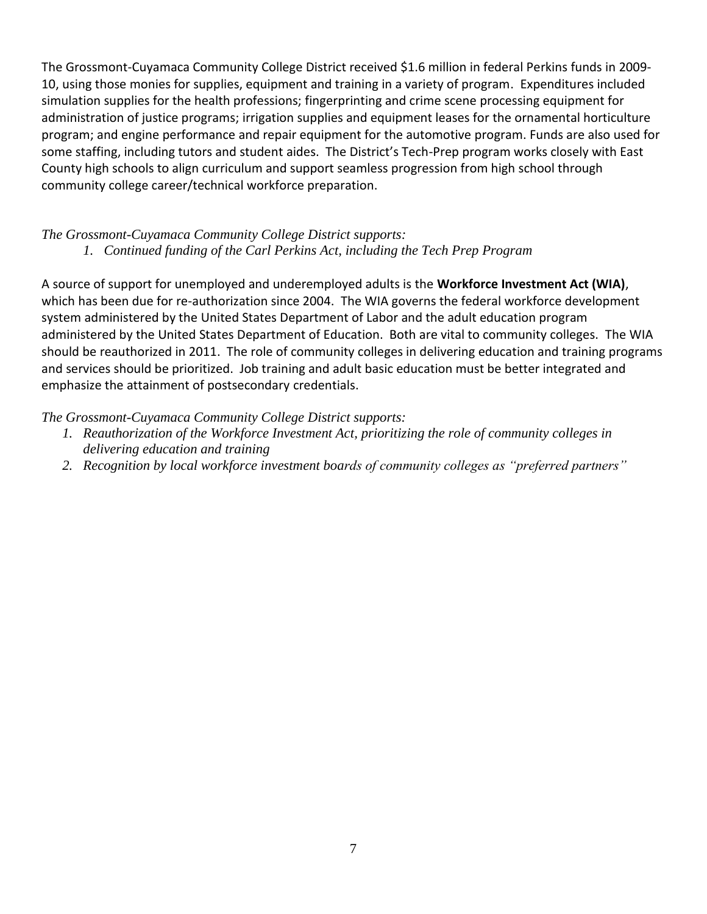The Grossmont-Cuyamaca Community College District received $1.6 million in federal Perkins funds in 2009-10, using those monies for supplies, equipment and training in a variety of program. Expenditures included simulation supplies for the health professions; fingerprinting and crime scene processing equipment for administration of justice programs; irrigation supplies and equipment leases for the ornamental horticulture program; and engine performance and repair equipment for the automotive program. Funds are also used for some staffing, including tutors and student aides. The District's Tech-Prep program works closely with East County high schools to align curriculum and support seamless progression from high school through community college career/technical workforce preparation.

*The Grossmont-Cuyamaca Community College District supports:*

1. *Continued funding of the Carl Perkins Act, including the Tech Prep Program*

A source of support for unemployed and underemployed adults is the **Workforce Investment Act (WIA)**, which has been due for re-authorization since 2004. The WIA governs the federal workforce development system administered by the United States Department of Labor and the adult education program administered by the United States Department of Education. Both are vital to community colleges. The WIA should be reauthorized in 2011. The role of community colleges in delivering education and training programs and services should be prioritized. Job training and adult basic education must be better integrated and emphasize the attainment of postsecondary credentials.

*The Grossmont-Cuyamaca Community College District supports:*

1. *Reauthorization of the Workforce Investment Act, prioritizing the role of community colleges in delivering education and training*
2. *Recognition by local workforce investment boards of community colleges as "preferred partners"*